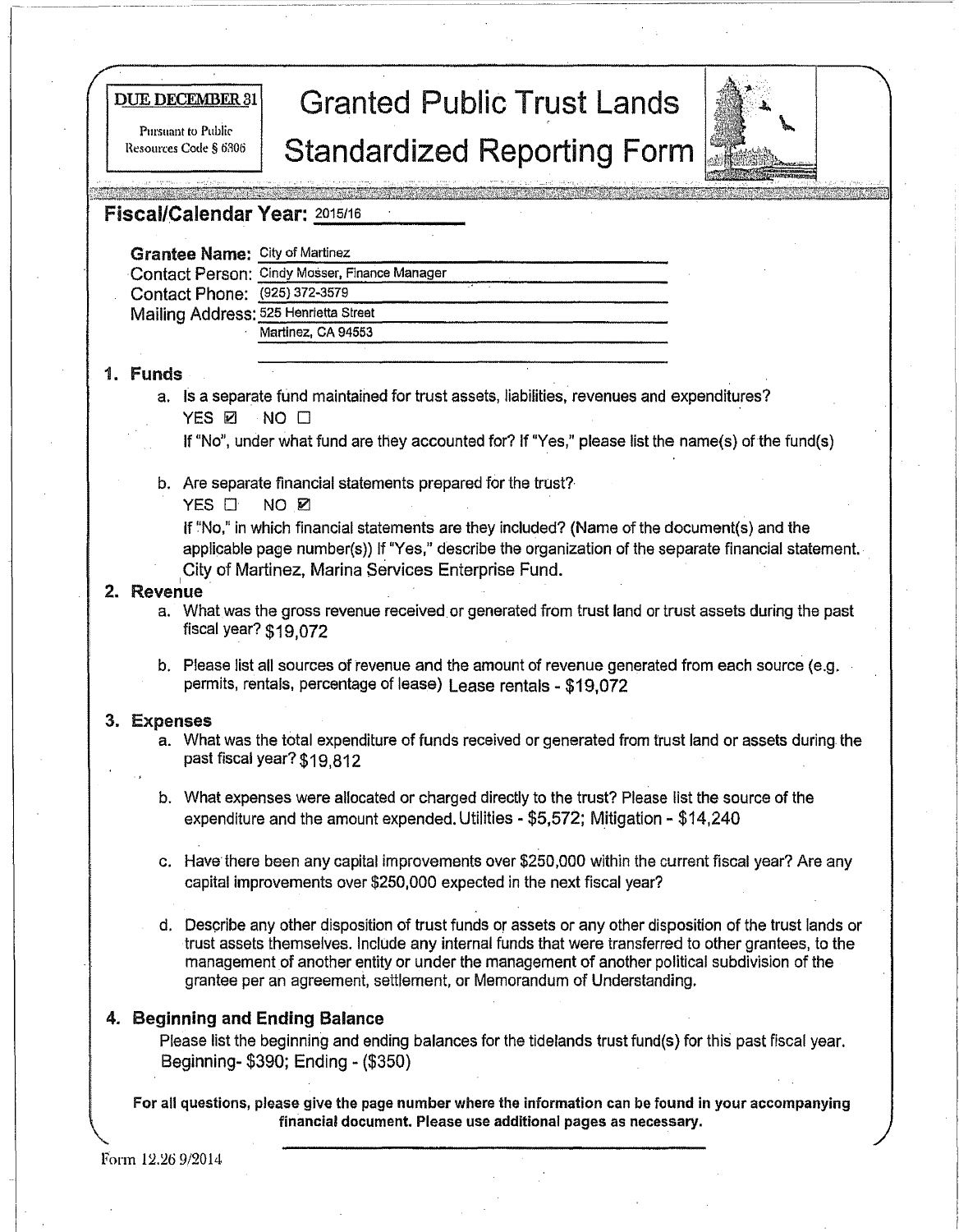**DUE DECEMBER 31**

Pursuant to Public Resources Code § 6306

# Granted Public Trust Lands Standardized Reporting Form

## Fiscal/Calendar Year: 2015/16

**Grantee Name:** City of Martinez
Contact Person: Cindy Mosser, Finance Manager
Contact Phone: (925) 372-3579
Mailing Address: 525 Henrietta Street
Martinez, CA 94553

### 1. Funds

a. Is a separate fund maintained for trust assets, liabilities, revenues and expenditures?
YES ☑ NO ☐
If "No", under what fund are they accounted for? If "Yes," please list the name(s) of the fund(s)

b. Are separate financial statements prepared for the trust?
YES ☐ NO ☑
If "No," in which financial statements are they included? (Name of the document(s) and the applicable page number(s)) If "Yes," describe the organization of the separate financial statement.
City of Martinez, Marina Services Enterprise Fund.

### 2. Revenue

a. What was the gross revenue received or generated from trust land or trust assets during the past fiscal year? $19,072

b. Please list all sources of revenue and the amount of revenue generated from each source (e.g. permits, rentals, percentage of lease) Lease rentals - $19,072

### 3. Expenses

a. What was the total expenditure of funds received or generated from trust land or assets during the past fiscal year? $19,812

b. What expenses were allocated or charged directly to the trust? Please list the source of the expenditure and the amount expended. Utilities - $5,572; Mitigation - $14,240

c. Have there been any capital improvements over $250,000 within the current fiscal year? Are any capital improvements over $250,000 expected in the next fiscal year?

d. Describe any other disposition of trust funds or assets or any other disposition of the trust lands or trust assets themselves. Include any internal funds that were transferred to other grantees, to the management of another entity or under the management of another political subdivision of the grantee per an agreement, settlement, or Memorandum of Understanding.

### 4. Beginning and Ending Balance

Please list the beginning and ending balances for the tidelands trust fund(s) for this past fiscal year.
Beginning- $390; Ending - ($350)

**For all questions, please give the page number where the information can be found in your accompanying financial document. Please use additional pages as necessary.**

Form 12.26 9/2014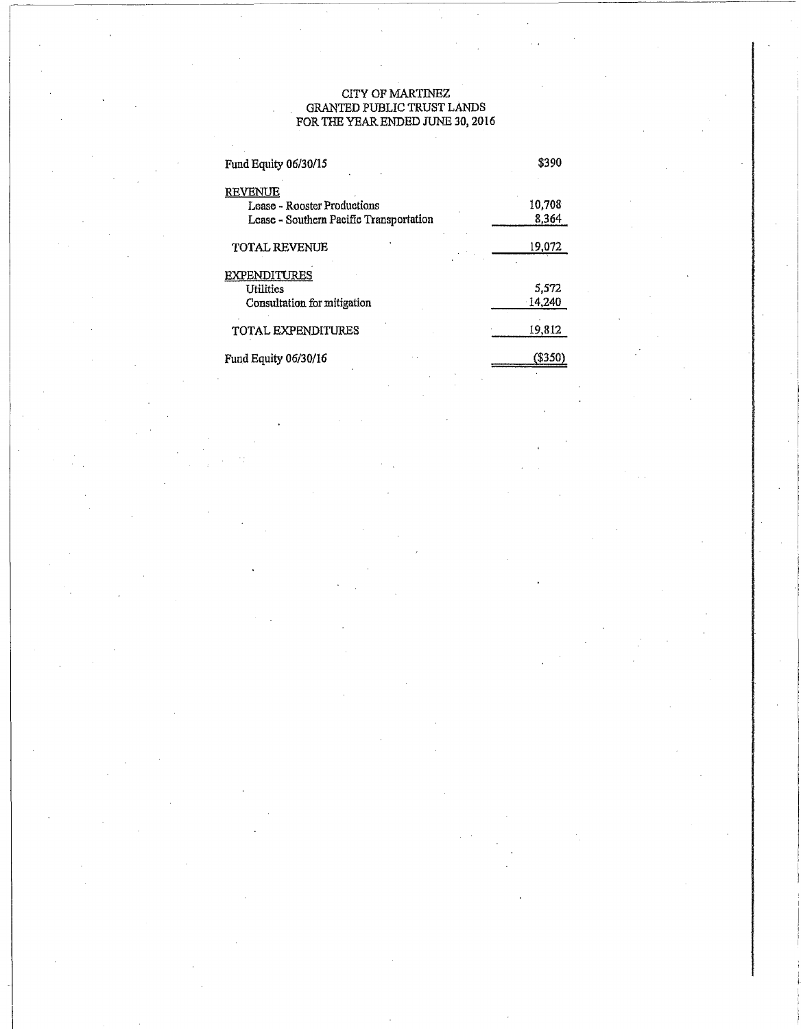CITY OF MARTINEZ
GRANTED PUBLIC TRUST LANDS
FOR THE YEAR ENDED JUNE 30, 2016

| | |
|---|---|
| Fund Equity 06/30/15 | $390 |
| <u>REVENUE</u> | |
| Lease - Rooster Productions | 10,708 |
| Lease - Southern Pacific Transportation | 8,364 |
| TOTAL REVENUE | 19,072 |
| <u>EXPENDITURES</u> | |
| Utilities | 5,572 |
| Consultation for mitigation | 14,240 |
| TOTAL EXPENDITURES | 19,812 |
| Fund Equity 06/30/16 | ($350) |